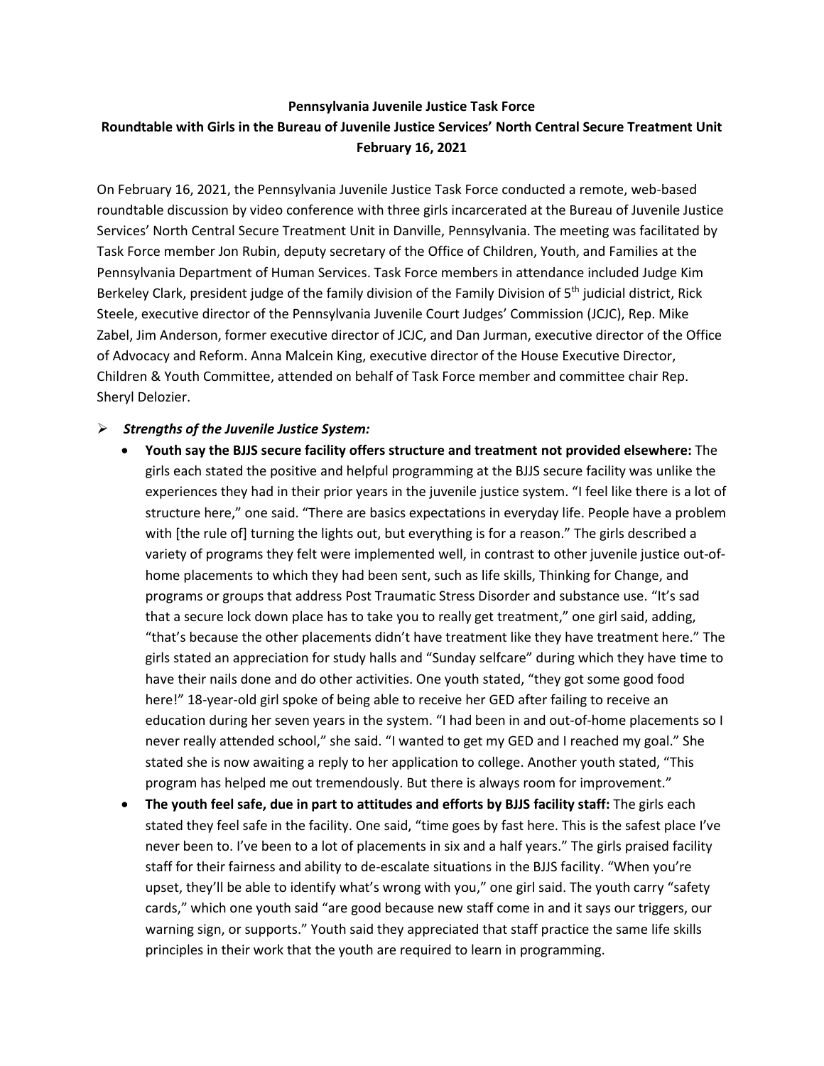**Pennsylvania Juvenile Justice Task Force**

**Roundtable with Girls in the Bureau of Juvenile Justice Services' North Central Secure Treatment Unit**

**February 16, 2021**

On February 16, 2021, the Pennsylvania Juvenile Justice Task Force conducted a remote, web-based roundtable discussion by video conference with three girls incarcerated at the Bureau of Juvenile Justice Services' North Central Secure Treatment Unit in Danville, Pennsylvania. The meeting was facilitated by Task Force member Jon Rubin, deputy secretary of the Office of Children, Youth, and Families at the Pennsylvania Department of Human Services. Task Force members in attendance included Judge Kim Berkeley Clark, president judge of the family division of the Family Division of 5th judicial district, Rick Steele, executive director of the Pennsylvania Juvenile Court Judges' Commission (JCJC), Rep. Mike Zabel, Jim Anderson, former executive director of JCJC, and Dan Jurman, executive director of the Office of Advocacy and Reform. Anna Malcein King, executive director of the House Executive Director, Children & Youth Committee, attended on behalf of Task Force member and committee chair Rep. Sheryl Delozier.

- ***Strengths of the Juvenile Justice System:***
  - **Youth say the BJJS secure facility offers structure and treatment not provided elsewhere:** The girls each stated the positive and helpful programming at the BJJS secure facility was unlike the experiences they had in their prior years in the juvenile justice system. "I feel like there is a lot of structure here," one said. "There are basics expectations in everyday life. People have a problem with [the rule of] turning the lights out, but everything is for a reason." The girls described a variety of programs they felt were implemented well, in contrast to other juvenile justice out-of-home placements to which they had been sent, such as life skills, Thinking for Change, and programs or groups that address Post Traumatic Stress Disorder and substance use. "It's sad that a secure lock down place has to take you to really get treatment," one girl said, adding, "that's because the other placements didn't have treatment like they have treatment here." The girls stated an appreciation for study halls and "Sunday selfcare" during which they have time to have their nails done and do other activities. One youth stated, "they got some good food here!" 18-year-old girl spoke of being able to receive her GED after failing to receive an education during her seven years in the system. "I had been in and out-of-home placements so I never really attended school," she said. "I wanted to get my GED and I reached my goal." She stated she is now awaiting a reply to her application to college. Another youth stated, "This program has helped me out tremendously. But there is always room for improvement."
  - **The youth feel safe, due in part to attitudes and efforts by BJJS facility staff:** The girls each stated they feel safe in the facility. One said, "time goes by fast here. This is the safest place I've never been to. I've been to a lot of placements in six and a half years." The girls praised facility staff for their fairness and ability to de-escalate situations in the BJJS facility. "When you're upset, they'll be able to identify what's wrong with you," one girl said. The youth carry "safety cards," which one youth said "are good because new staff come in and it says our triggers, our warning sign, or supports." Youth said they appreciated that staff practice the same life skills principles in their work that the youth are required to learn in programming.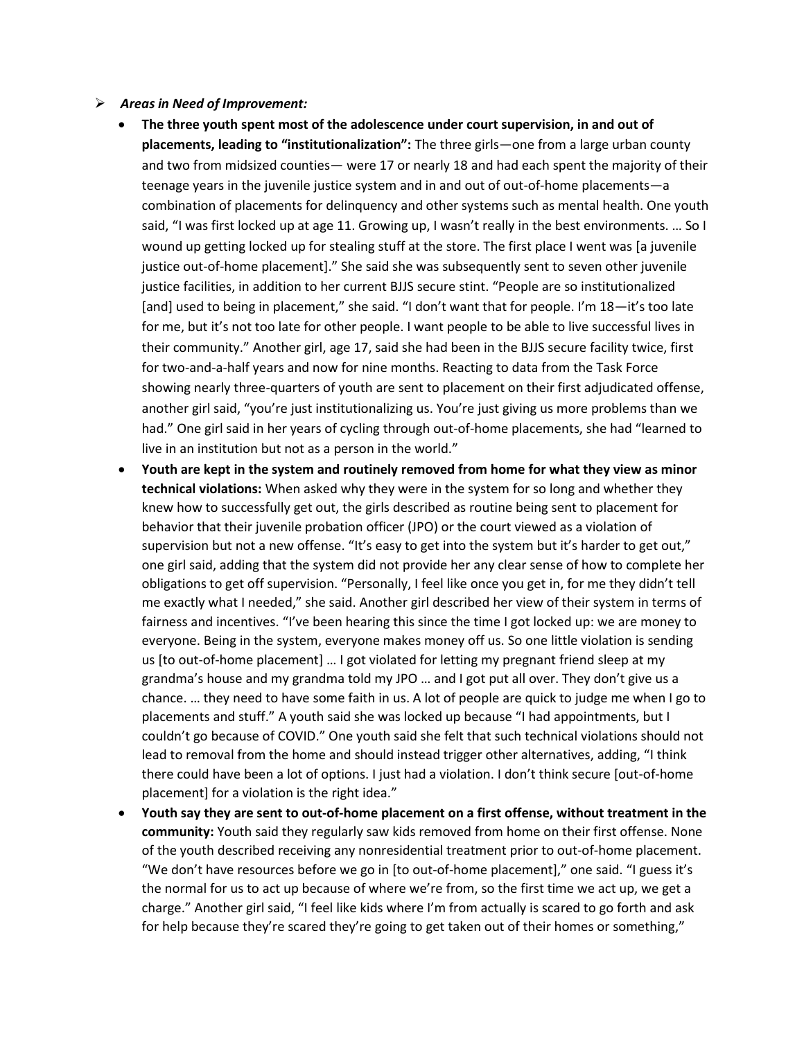- ***Areas in Need of Improvement:***
  - **The three youth spent most of the adolescence under court supervision, in and out of placements, leading to "institutionalization":** The three girls—one from a large urban county and two from midsized counties— were 17 or nearly 18 and had each spent the majority of their teenage years in the juvenile justice system and in and out of out-of-home placements—a combination of placements for delinquency and other systems such as mental health. One youth said, "I was first locked up at age 11. Growing up, I wasn't really in the best environments. … So I wound up getting locked up for stealing stuff at the store. The first place I went was [a juvenile justice out-of-home placement]." She said she was subsequently sent to seven other juvenile justice facilities, in addition to her current BJJS secure stint. "People are so institutionalized [and] used to being in placement," she said. "I don't want that for people. I'm 18—it's too late for me, but it's not too late for other people. I want people to be able to live successful lives in their community." Another girl, age 17, said she had been in the BJJS secure facility twice, first for two-and-a-half years and now for nine months. Reacting to data from the Task Force showing nearly three-quarters of youth are sent to placement on their first adjudicated offense, another girl said, "you're just institutionalizing us. You're just giving us more problems than we had." One girl said in her years of cycling through out-of-home placements, she had "learned to live in an institution but not as a person in the world."
  - **Youth are kept in the system and routinely removed from home for what they view as minor technical violations:** When asked why they were in the system for so long and whether they knew how to successfully get out, the girls described as routine being sent to placement for behavior that their juvenile probation officer (JPO) or the court viewed as a violation of supervision but not a new offense. "It's easy to get into the system but it's harder to get out," one girl said, adding that the system did not provide her any clear sense of how to complete her obligations to get off supervision. "Personally, I feel like once you get in, for me they didn't tell me exactly what I needed," she said. Another girl described her view of their system in terms of fairness and incentives. "I've been hearing this since the time I got locked up: we are money to everyone. Being in the system, everyone makes money off us. So one little violation is sending us [to out-of-home placement] … I got violated for letting my pregnant friend sleep at my grandma's house and my grandma told my JPO … and I got put all over. They don't give us a chance. … they need to have some faith in us. A lot of people are quick to judge me when I go to placements and stuff." A youth said she was locked up because "I had appointments, but I couldn't go because of COVID." One youth said she felt that such technical violations should not lead to removal from the home and should instead trigger other alternatives, adding, "I think there could have been a lot of options. I just had a violation. I don't think secure [out-of-home placement] for a violation is the right idea."
  - **Youth say they are sent to out-of-home placement on a first offense, without treatment in the community:** Youth said they regularly saw kids removed from home on their first offense. None of the youth described receiving any nonresidential treatment prior to out-of-home placement. "We don't have resources before we go in [to out-of-home placement]," one said. "I guess it's the normal for us to act up because of where we're from, so the first time we act up, we get a charge." Another girl said, "I feel like kids where I'm from actually is scared to go forth and ask for help because they're scared they're going to get taken out of their homes or something,"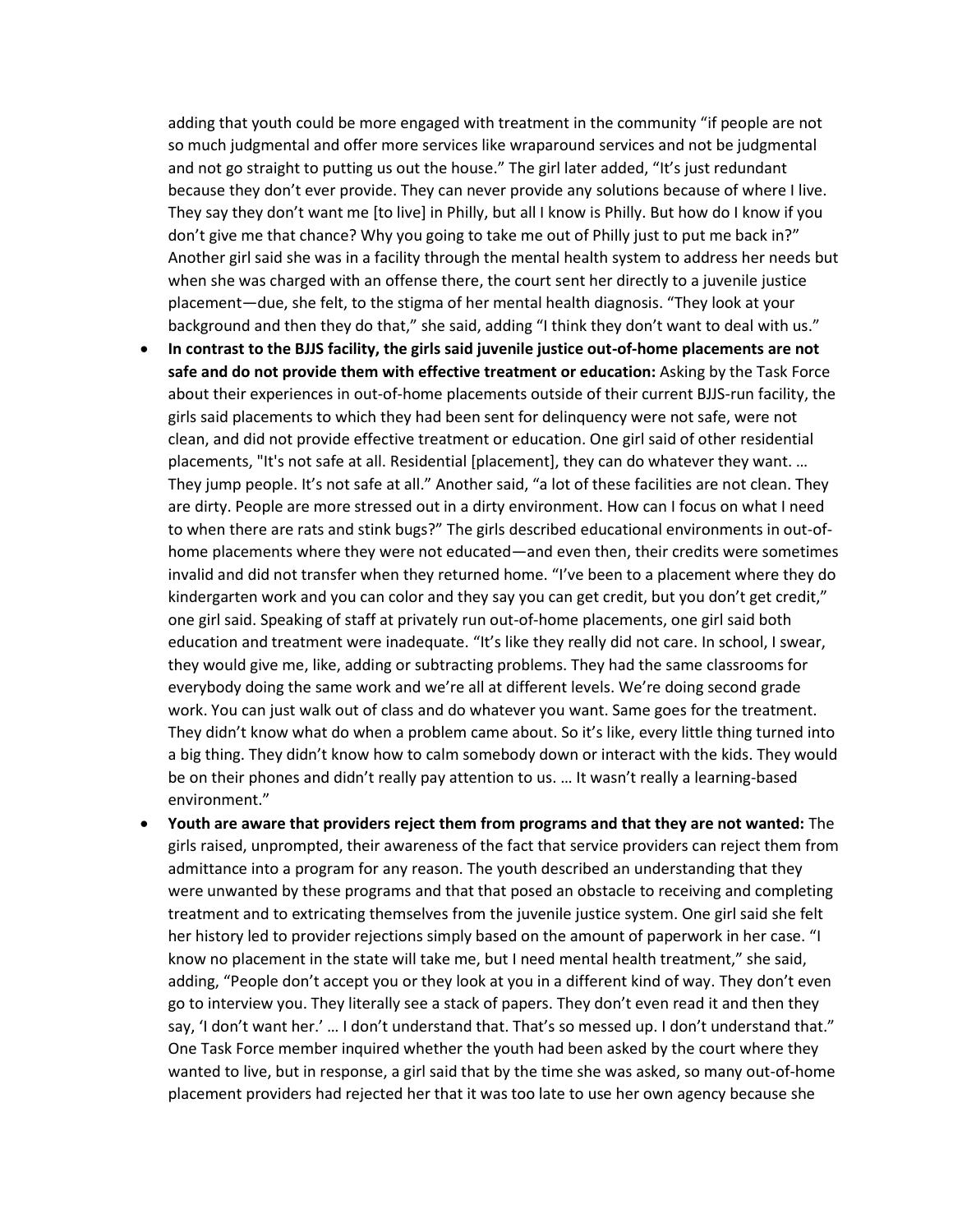adding that youth could be more engaged with treatment in the community "if people are not so much judgmental and offer more services like wraparound services and not be judgmental and not go straight to putting us out the house." The girl later added, "It's just redundant because they don't ever provide. They can never provide any solutions because of where I live. They say they don't want me [to live] in Philly, but all I know is Philly. But how do I know if you don't give me that chance? Why you going to take me out of Philly just to put me back in?" Another girl said she was in a facility through the mental health system to address her needs but when she was charged with an offense there, the court sent her directly to a juvenile justice placement—due, she felt, to the stigma of her mental health diagnosis. "They look at your background and then they do that," she said, adding "I think they don't want to deal with us."

- **In contrast to the BJJS facility, the girls said juvenile justice out-of-home placements are not safe and do not provide them with effective treatment or education:** Asking by the Task Force about their experiences in out-of-home placements outside of their current BJJS-run facility, the girls said placements to which they had been sent for delinquency were not safe, were not clean, and did not provide effective treatment or education. One girl said of other residential placements, "It's not safe at all. Residential [placement], they can do whatever they want. … They jump people. It's not safe at all." Another said, "a lot of these facilities are not clean. They are dirty. People are more stressed out in a dirty environment. How can I focus on what I need to when there are rats and stink bugs?" The girls described educational environments in out-of-home placements where they were not educated—and even then, their credits were sometimes invalid and did not transfer when they returned home. "I've been to a placement where they do kindergarten work and you can color and they say you can get credit, but you don't get credit," one girl said. Speaking of staff at privately run out-of-home placements, one girl said both education and treatment were inadequate. "It's like they really did not care. In school, I swear, they would give me, like, adding or subtracting problems. They had the same classrooms for everybody doing the same work and we're all at different levels. We're doing second grade work. You can just walk out of class and do whatever you want. Same goes for the treatment. They didn't know what do when a problem came about. So it's like, every little thing turned into a big thing. They didn't know how to calm somebody down or interact with the kids. They would be on their phones and didn't really pay attention to us. … It wasn't really a learning-based environment."
- **Youth are aware that providers reject them from programs and that they are not wanted:** The girls raised, unprompted, their awareness of the fact that service providers can reject them from admittance into a program for any reason. The youth described an understanding that they were unwanted by these programs and that that posed an obstacle to receiving and completing treatment and to extricating themselves from the juvenile justice system. One girl said she felt her history led to provider rejections simply based on the amount of paperwork in her case. "I know no placement in the state will take me, but I need mental health treatment," she said, adding, "People don't accept you or they look at you in a different kind of way. They don't even go to interview you. They literally see a stack of papers. They don't even read it and then they say, 'I don't want her.' … I don't understand that. That's so messed up. I don't understand that." One Task Force member inquired whether the youth had been asked by the court where they wanted to live, but in response, a girl said that by the time she was asked, so many out-of-home placement providers had rejected her that it was too late to use her own agency because she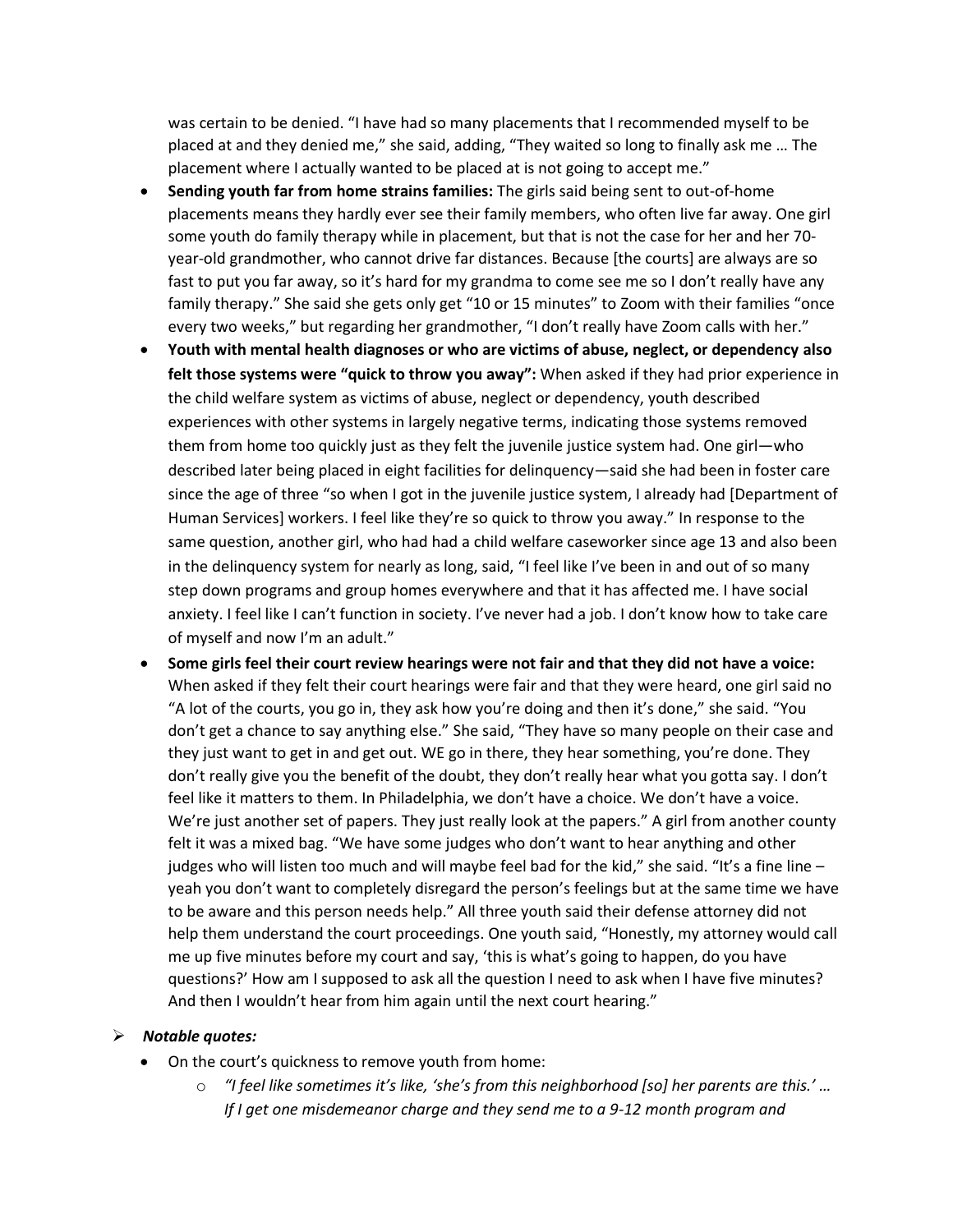was certain to be denied. "I have had so many placements that I recommended myself to be placed at and they denied me," she said, adding, "They waited so long to finally ask me … The placement where I actually wanted to be placed at is not going to accept me."

- **Sending youth far from home strains families:** The girls said being sent to out-of-home placements means they hardly ever see their family members, who often live far away. One girl some youth do family therapy while in placement, but that is not the case for her and her 70-year-old grandmother, who cannot drive far distances. Because [the courts] are always are so fast to put you far away, so it's hard for my grandma to come see me so I don't really have any family therapy." She said she gets only get "10 or 15 minutes" to Zoom with their families "once every two weeks," but regarding her grandmother, "I don't really have Zoom calls with her."
- **Youth with mental health diagnoses or who are victims of abuse, neglect, or dependency also felt those systems were "quick to throw you away":** When asked if they had prior experience in the child welfare system as victims of abuse, neglect or dependency, youth described experiences with other systems in largely negative terms, indicating those systems removed them from home too quickly just as they felt the juvenile justice system had. One girl—who described later being placed in eight facilities for delinquency—said she had been in foster care since the age of three "so when I got in the juvenile justice system, I already had [Department of Human Services] workers. I feel like they're so quick to throw you away." In response to the same question, another girl, who had had a child welfare caseworker since age 13 and also been in the delinquency system for nearly as long, said, "I feel like I've been in and out of so many step down programs and group homes everywhere and that it has affected me. I have social anxiety. I feel like I can't function in society. I've never had a job. I don't know how to take care of myself and now I'm an adult."
- **Some girls feel their court review hearings were not fair and that they did not have a voice:** When asked if they felt their court hearings were fair and that they were heard, one girl said no "A lot of the courts, you go in, they ask how you're doing and then it's done," she said. "You don't get a chance to say anything else." She said, "They have so many people on their case and they just want to get in and get out. WE go in there, they hear something, you're done. They don't really give you the benefit of the doubt, they don't really hear what you gotta say. I don't feel like it matters to them. In Philadelphia, we don't have a choice. We don't have a voice. We're just another set of papers. They just really look at the papers." A girl from another county felt it was a mixed bag. "We have some judges who don't want to hear anything and other judges who will listen too much and will maybe feel bad for the kid," she said. "It's a fine line – yeah you don't want to completely disregard the person's feelings but at the same time we have to be aware and this person needs help." All three youth said their defense attorney did not help them understand the court proceedings. One youth said, "Honestly, my attorney would call me up five minutes before my court and say, 'this is what's going to happen, do you have questions?' How am I supposed to ask all the question I need to ask when I have five minutes? And then I wouldn't hear from him again until the next court hearing."

➢ ***Notable quotes:***

- On the court's quickness to remove youth from home:
  - *"I feel like sometimes it's like, 'she's from this neighborhood [so] her parents are this.' … If I get one misdemeanor charge and they send me to a 9-12 month program and*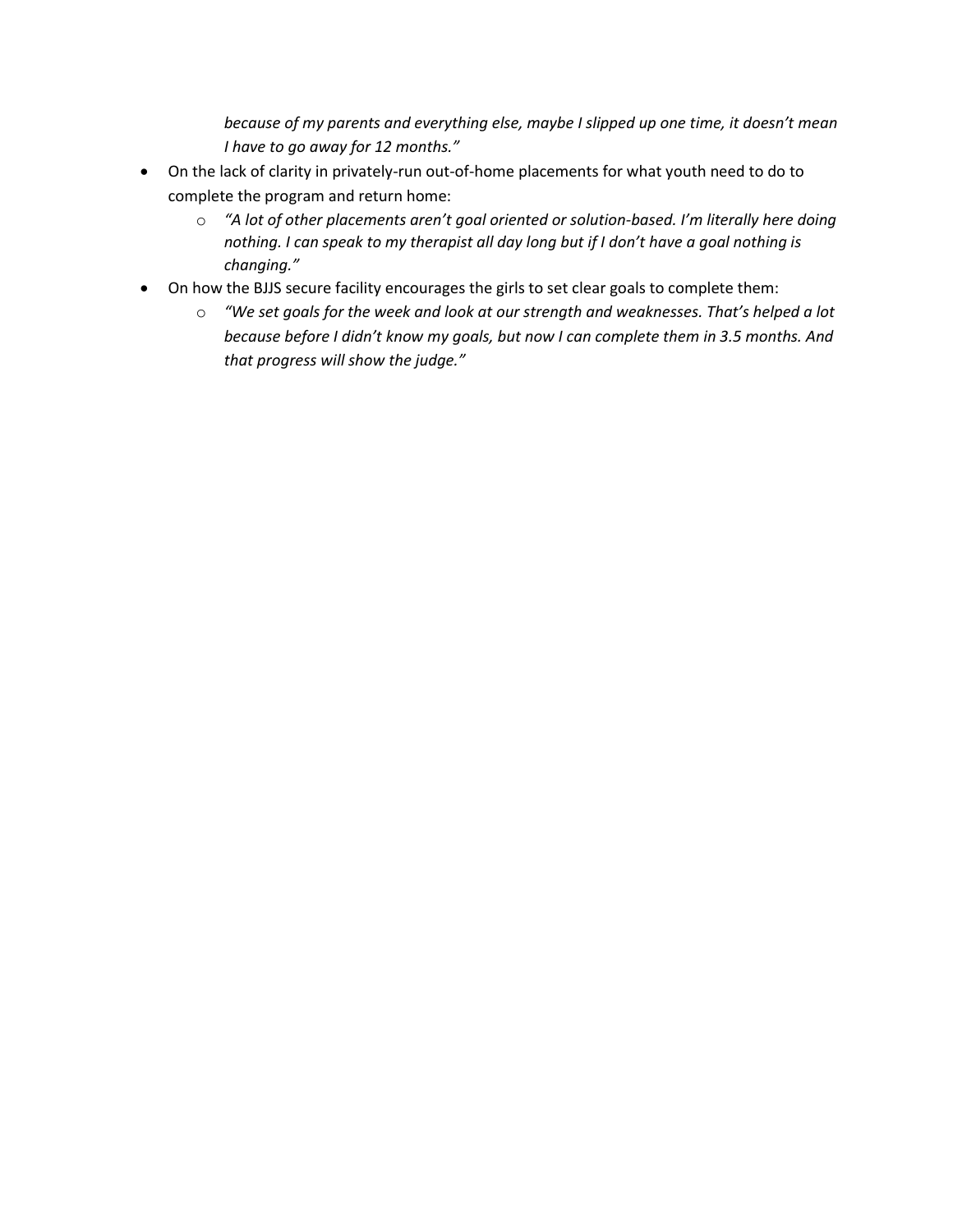*because of my parents and everything else, maybe I slipped up one time, it doesn't mean I have to go away for 12 months."*

- On the lack of clarity in privately-run out-of-home placements for what youth need to do to complete the program and return home:
    - *"A lot of other placements aren't goal oriented or solution-based. I'm literally here doing nothing. I can speak to my therapist all day long but if I don't have a goal nothing is changing."*
- On how the BJJS secure facility encourages the girls to set clear goals to complete them:
    - *"We set goals for the week and look at our strength and weaknesses. That's helped a lot because before I didn't know my goals, but now I can complete them in 3.5 months. And that progress will show the judge."*